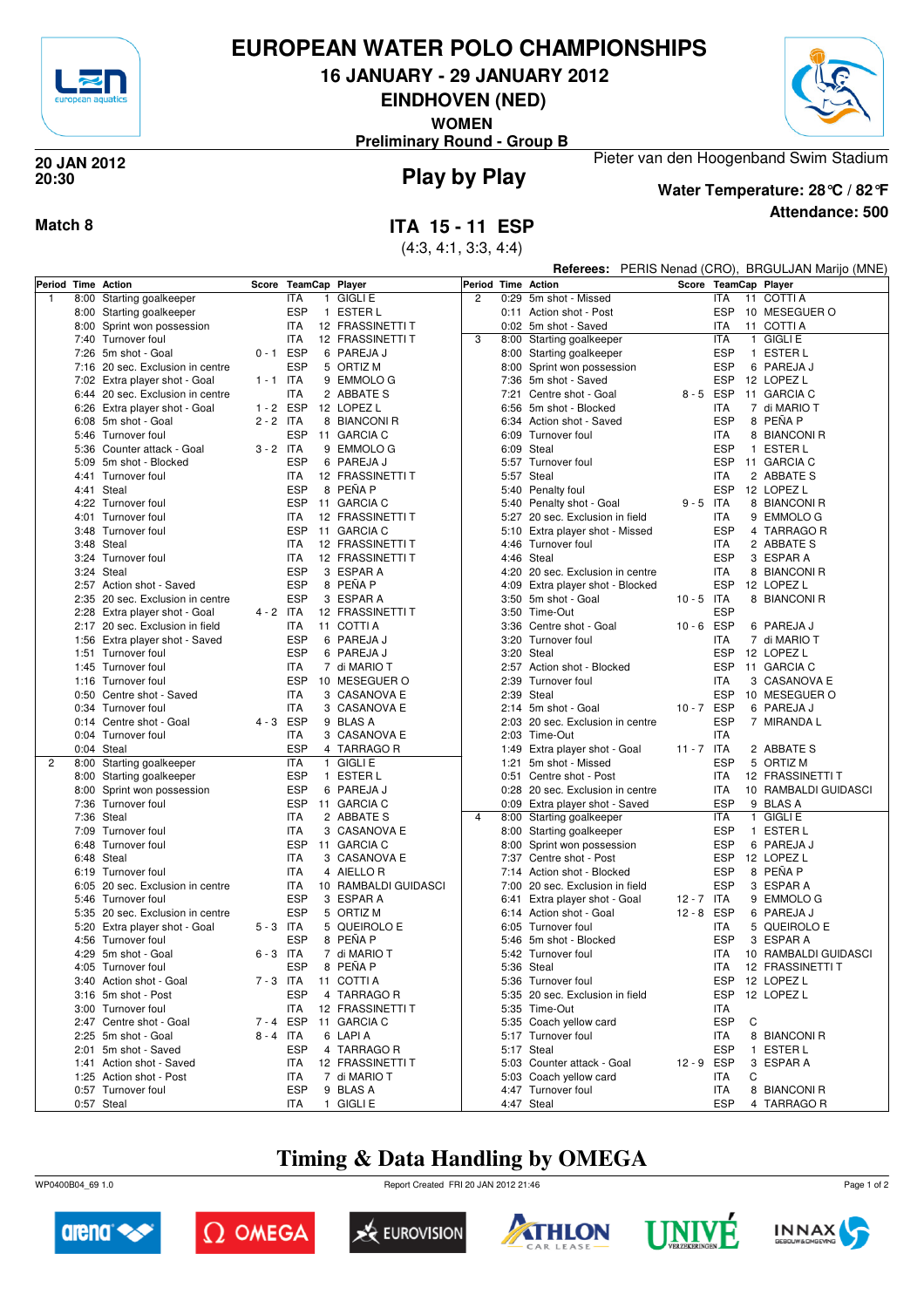# EUROPEAN WATER POLO CHAMPIONSHIPS

## 16 JANUARY - 29 JANUARY 2012

## EINDHOVEN (NED)

**WOMEN**

**Preliminary Round - Group B**

**20 JAN 2012**
**20:30**

## Play by Play

Pieter van den Hoogenband Swim Stadium

**Water Temperature: 28°C / 82°F**

**Attendance: 500**

**Match 8**

## ITA 15 - 11 ESP

(4:3, 4:1, 3:3, 4:4)

**Referees:** PERIS Nenad (CRO), BRGULJAN Marijo (MNE)

| Period | Time | Action | Score | TeamCap | | Player |
|---|---|---|---|---|---|---|
| 1 | 8:00 | Starting goalkeeper | | ITA | 1 | GIGLI E |
| | 8:00 | Starting goalkeeper | | ESP | 1 | ESTER L |
| | 8:00 | Sprint won possession | | ITA | 12 | FRASSINETTI T |
| | 7:40 | Turnover foul | | ITA | 12 | FRASSINETTI T |
| | 7:26 | 5m shot - Goal | 0 - 1 | ESP | 6 | PAREJA J |
| | 7:16 | 20 sec. Exclusion in centre | | ESP | 5 | ORTIZ M |
| | 7:02 | Extra player shot - Goal | 1 - 1 | ITA | 9 | EMMOLO G |
| | 6:44 | 20 sec. Exclusion in centre | | ITA | 2 | ABBATE S |
| | 6:26 | Extra player shot - Goal | 1 - 2 | ESP | 12 | LOPEZ L |
| | 6:08 | 5m shot - Goal | 2 - 2 | ITA | 8 | BIANCONI R |
| | 5:46 | Turnover foul | | ESP | 11 | GARCIA C |
| | 5:36 | Counter attack - Goal | 3 - 2 | ITA | 9 | EMMOLO G |
| | 5:09 | 5m shot - Blocked | | ESP | 6 | PAREJA J |
| | 4:41 | Turnover foul | | ITA | 12 | FRASSINETTI T |
| | 4:41 | Steal | | ESP | 8 | PEÑA P |
| | 4:22 | Turnover foul | | ESP | 11 | GARCIA C |
| | 4:01 | Turnover foul | | ITA | 12 | FRASSINETTI T |
| | 3:48 | Turnover foul | | ESP | 11 | GARCIA C |
| | 3:48 | Steal | | ITA | 12 | FRASSINETTI T |
| | 3:24 | Turnover foul | | ITA | 12 | FRASSINETTI T |
| | 3:24 | Steal | | ESP | 3 | ESPAR A |
| | 2:57 | Action shot - Saved | | ESP | 8 | PEÑA P |
| | 2:35 | 20 sec. Exclusion in centre | | ESP | 3 | ESPAR A |
| | 2:28 | Extra player shot - Goal | 4 - 2 | ITA | 12 | FRASSINETTI T |
| | 2:17 | 20 sec. Exclusion in field | | ITA | 11 | COTTI A |
| | 1:56 | Extra player shot - Saved | | ESP | 6 | PAREJA J |
| | 1:51 | Turnover foul | | ESP | 6 | PAREJA J |
| | 1:45 | Turnover foul | | ITA | 7 | di MARIO T |
| | 1:16 | Turnover foul | | ESP | 10 | MESEGUER O |
| | 0:50 | Centre shot - Saved | | ITA | 3 | CASANOVA E |
| | 0:34 | Turnover foul | | ITA | 3 | CASANOVA E |
| | 0:14 | Centre shot - Goal | 4 - 3 | ESP | 9 | BLAS A |
| | 0:04 | Turnover foul | | ITA | 3 | CASANOVA E |
| | 0:04 | Steal | | ESP | 4 | TARRAGO R |
| 2 | 8:00 | Starting goalkeeper | | ITA | 1 | GIGLI E |
| | 8:00 | Starting goalkeeper | | ESP | 1 | ESTER L |
| | 8:00 | Sprint won possession | | ESP | 6 | PAREJA J |
| | 7:36 | Turnover foul | | ESP | 11 | GARCIA C |
| | 7:36 | Steal | | ITA | 2 | ABBATE S |
| | 7:09 | Turnover foul | | ITA | 3 | CASANOVA E |
| | 6:48 | Turnover foul | | ESP | 11 | GARCIA C |
| | 6:48 | Steal | | ITA | 3 | CASANOVA E |
| | 6:19 | Turnover foul | | ITA | 4 | AIELLO R |
| | 6:05 | 20 sec. Exclusion in centre | | ITA | 10 | RAMBALDI GUIDASCI |
| | 5:46 | Turnover foul | | ESP | 3 | ESPAR A |
| | 5:35 | 20 sec. Exclusion in centre | | ESP | 5 | ORTIZ M |
| | 5:20 | Extra player shot - Goal | 5 - 3 | ITA | 5 | QUEIROLO E |
| | 4:56 | Turnover foul | | ESP | 8 | PEÑA P |
| | 4:29 | 5m shot - Goal | 6 - 3 | ITA | 7 | di MARIO T |
| | 4:05 | Turnover foul | | ESP | 8 | PEÑA P |
| | 3:40 | Action shot - Goal | 7 - 3 | ITA | 11 | COTTI A |
| | 3:16 | 5m shot - Post | | ESP | 4 | TARRAGO R |
| | 3:00 | Turnover foul | | ITA | 12 | FRASSINETTI T |
| | 2:47 | Centre shot - Goal | 7 - 4 | ESP | 11 | GARCIA C |
| | 2:25 | 5m shot - Goal | 8 - 4 | ITA | 6 | LAPI A |
| | 2:01 | 5m shot - Saved | | ESP | 4 | TARRAGO R |
| | 1:41 | Action shot - Saved | | ITA | 12 | FRASSINETTI T |
| | 1:25 | Action shot - Post | | ITA | 7 | di MARIO T |
| | 0:57 | Turnover foul | | ESP | 9 | BLAS A |
| | 0:57 | Steal | | ITA | 1 | GIGLI E |
| 2 | 0:29 | 5m shot - Missed | | ITA | 11 | COTTI A |
| | 0:11 | Action shot - Post | | ESP | 10 | MESEGUER O |
| | 0:02 | 5m shot - Saved | | ITA | 11 | COTTI A |
| 3 | 8:00 | Starting goalkeeper | | ITA | 1 | GIGLI E |
| | 8:00 | Starting goalkeeper | | ESP | 1 | ESTER L |
| | 8:00 | Sprint won possession | | ESP | 6 | PAREJA J |
| | 7:36 | 5m shot - Saved | | ESP | 12 | LOPEZ L |
| | 7:21 | Centre shot - Goal | 8 - 5 | ESP | 11 | GARCIA C |
| | 6:56 | 5m shot - Blocked | | ITA | 7 | di MARIO T |
| | 6:34 | Action shot - Saved | | ESP | 8 | PEÑA P |
| | 6:09 | Turnover foul | | ITA | 8 | BIANCONI R |
| | 6:09 | Steal | | ESP | 1 | ESTER L |
| | 5:57 | Turnover foul | | ESP | 11 | GARCIA C |
| | 5:57 | Steal | | ITA | 2 | ABBATE S |
| | 5:40 | Penalty foul | | ESP | 12 | LOPEZ L |
| | 5:40 | Penalty shot - Goal | 9 - 5 | ITA | 8 | BIANCONI R |
| | 5:27 | 20 sec. Exclusion in field | | ITA | 9 | EMMOLO G |
| | 5:10 | Extra player shot - Missed | | ESP | 4 | TARRAGO R |
| | 4:46 | Turnover foul | | ITA | 2 | ABBATE S |
| | 4:46 | Steal | | ESP | 3 | ESPAR A |
| | 4:20 | 20 sec. Exclusion in centre | | ITA | 8 | BIANCONI R |
| | 4:09 | Extra player shot - Blocked | | ESP | 12 | LOPEZ L |
| | 3:50 | 5m shot - Goal | 10 - 5 | ITA | 8 | BIANCONI R |
| | 3:50 | Time-Out | | ESP | | |
| | 3:36 | Centre shot - Goal | 10 - 6 | ESP | 6 | PAREJA J |
| | 3:20 | Turnover foul | | ITA | 7 | di MARIO T |
| | 3:20 | Steal | | ESP | 12 | LOPEZ L |
| | 2:57 | Action shot - Blocked | | ESP | 11 | GARCIA C |
| | 2:39 | Turnover foul | | ITA | 3 | CASANOVA E |
| | 2:39 | Steal | | ESP | 10 | MESEGUER O |
| | 2:14 | 5m shot - Goal | 10 - 7 | ESP | 6 | PAREJA J |
| | 2:03 | 20 sec. Exclusion in centre | | ESP | 7 | MIRANDA L |
| | 2:03 | Time-Out | | ITA | | |
| | 1:49 | Extra player shot - Goal | 11 - 7 | ITA | 2 | ABBATE S |
| | 1:21 | 5m shot - Missed | | ESP | 5 | ORTIZ M |
| | 0:51 | Centre shot - Post | | ITA | 12 | FRASSINETTI T |
| | 0:28 | 20 sec. Exclusion in centre | | ITA | 10 | RAMBALDI GUIDASCI |
| | 0:09 | Extra player shot - Saved | | ESP | 9 | BLAS A |
| 4 | 8:00 | Starting goalkeeper | | ITA | 1 | GIGLI E |
| | 8:00 | Starting goalkeeper | | ESP | 1 | ESTER L |
| | 8:00 | Sprint won possession | | ESP | 6 | PAREJA J |
| | 7:37 | Centre shot - Post | | ESP | 12 | LOPEZ L |
| | 7:14 | Action shot - Blocked | | ESP | 8 | PEÑA P |
| | 7:00 | 20 sec. Exclusion in field | | ESP | 3 | ESPAR A |
| | 6:41 | Extra player shot - Goal | 12 - 7 | ITA | 9 | EMMOLO G |
| | 6:14 | Action shot - Goal | 12 - 8 | ESP | 6 | PAREJA J |
| | 6:05 | Turnover foul | | ITA | 5 | QUEIROLO E |
| | 5:46 | 5m shot - Blocked | | ESP | 3 | ESPAR A |
| | 5:42 | Turnover foul | | ITA | 10 | RAMBALDI GUIDASCI |
| | 5:36 | Steal | | ITA | 12 | FRASSINETTI T |
| | 5:36 | Turnover foul | | ESP | 12 | LOPEZ L |
| | 5:35 | 20 sec. Exclusion in field | | ESP | 12 | LOPEZ L |
| | 5:35 | Time-Out | | ITA | | |
| | 5:35 | Coach yellow card | | ESP | C | |
| | 5:17 | Turnover foul | | ITA | 8 | BIANCONI R |
| | 5:17 | Steal | | ESP | 1 | ESTER L |
| | 5:03 | Counter attack - Goal | 12 - 9 | ESP | 3 | ESPAR A |
| | 5:03 | Coach yellow card | | ITA | C | |
| | 4:47 | Turnover foul | | ITA | 8 | BIANCONI R |
| | 4:47 | Steal | | ESP | 4 | TARRAGO R |

## Timing & Data Handling by OMEGA

WP0400B04_69 1.0 Report Created FRI 20 JAN 2012 21:46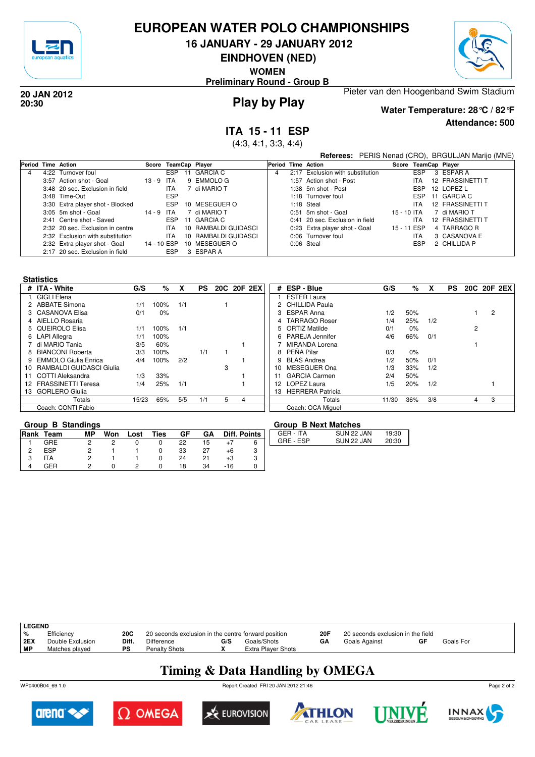# EUROPEAN WATER POLO CHAMPIONSHIPS

## 16 JANUARY - 29 JANUARY 2012

## EINDHOVEN (NED)

**WOMEN**

**Preliminary Round - Group B**

**20 JAN 2012**
**20:30**

## Play by Play

Pieter van den Hoogenband Swim Stadium

**Water Temperature: 28°C / 82°F**

**Attendance: 500**

### ITA 15 - 11 ESP

(4:3, 4:1, 3:3, 4:4)

**Referees:** PERIS Nenad (CRO), BRGULJAN Marijo (MNE)

| Period | Time | Action | Score | TeamCap | Player |
|---|---|---|---|---|---|
| 4 | 4:22 | Turnover foul | | ESP 11 | GARCIA C |
| | 3:57 | Action shot - Goal | 13 - 9 | ITA 9 | EMMOLO G |
| | 3:48 | 20 sec. Exclusion in field | | ITA 7 | di MARIO T |
| | 3:48 | Time-Out | | ESP | |
| | 3:30 | Extra player shot - Blocked | | ESP 10 | MESEGUER O |
| | 3:05 | 5m shot - Goal | 14 - 9 | ITA 7 | di MARIO T |
| | 2:41 | Centre shot - Saved | | ESP 11 | GARCIA C |
| | 2:32 | 20 sec. Exclusion in centre | | ITA 10 | RAMBALDI GUIDASCI |
| | 2:32 | Exclusion with substitution | | ITA 10 | RAMBALDI GUIDASCI |
| | 2:32 | Extra player shot - Goal | 14 - 10 | ESP 10 | MESEGUER O |
| | 2:17 | 20 sec. Exclusion in field | | ESP 3 | ESPAR A |
| 4 | 2:17 | Exclusion with substitution | | ESP 3 | ESPAR A |
| | 1:57 | Action shot - Post | | ITA 12 | FRASSINETTI T |
| | 1:38 | 5m shot - Post | | ESP 12 | LOPEZ L |
| | 1:18 | Turnover foul | | ESP 11 | GARCIA C |
| | 1:18 | Steal | | ITA 12 | FRASSINETTI T |
| | 0:51 | 5m shot - Goal | 15 - 10 | ITA 7 | di MARIO T |
| | 0:41 | 20 sec. Exclusion in field | | ITA 12 | FRASSINETTI T |
| | 0:23 | Extra player shot - Goal | 15 - 11 | ESP 4 | TARRAGO R |
| | 0:06 | Turnover foul | | ITA 3 | CASANOVA E |
| | 0:06 | Steal | | ESP 2 | CHILLIDA P |

### Statistics

| # | ITA - White | G/S | % | X | PS | 20C | 20F | 2EX |
|---|---|---|---|---|---|---|---|---|
| 1 | GIGLI Elena | | | | | | | |
| 2 | ABBATE Simona | 1/1 | 100% | 1/1 | | | 1 | |
| 3 | CASANOVA Elisa | 0/1 | 0% | | | | | |
| 4 | AIELLO Rosaria | | | | | | | |
| 5 | QUEIROLO Elisa | 1/1 | 100% | 1/1 | | | | |
| 6 | LAPI Allegra | 1/1 | 100% | | | | | |
| 7 | di MARIO Tania | 3/5 | 60% | | | | 1 | |
| 8 | BIANCONI Roberta | 3/3 | 100% | | 1/1 | 1 | | |
| 9 | EMMOLO Giulia Enrica | 4/4 | 100% | 2/2 | | | 1 | |
| 10 | RAMBALDI GUIDASCI Giulia | | | | | 3 | | |
| 11 | COTTI Aleksandra | 1/3 | 33% | | | | 1 | |
| 12 | FRASSINETTI Teresa | 1/4 | 25% | 1/1 | | | 1 | |
| 13 | GORLERO Giulia | | | | | | | |
| | Totals | 15/23 | 65% | 5/5 | 1/1 | 5 | 4 | |
| | Coach: CONTI Fabio | | | | | | | |

| # | ESP - Blue | G/S | % | X | PS | 20C | 20F | 2EX |
|---|---|---|---|---|---|---|---|---|
| 1 | ESTER Laura | | | | | | | |
| 2 | CHILLIDA Paula | | | | | | | |
| 3 | ESPAR Anna | 1/2 | 50% | | | 1 | 2 | |
| 4 | TARRAGO Roser | 1/4 | 25% | 1/2 | | | | |
| 5 | ORTIZ Matilde | 0/1 | 0% | | | 2 | | |
| 6 | PAREJA Jennifer | 4/6 | 66% | 0/1 | | | | |
| 7 | MIRANDA Lorena | | | | | 1 | | |
| 8 | PEÑA Pilar | 0/3 | 0% | | | | | |
| 9 | BLAS Andrea | 1/2 | 50% | 0/1 | | | | |
| 10 | MESEGUER Ona | 1/3 | 33% | 1/2 | | | | |
| 11 | GARCIA Carmen | 2/4 | 50% | | | | | |
| 12 | LOPEZ Laura | 1/5 | 20% | 1/2 | | | 1 | |
| 13 | HERRERA Patricia | | | | | | | |
| | Totals | 11/30 | 36% | 3/8 | | 4 | 3 | |
| | Coach: OCA Miguel | | | | | | | |

### Group B Standings

| Rank | Team | MP | Won | Lost | Ties | GF | GA | Diff. | Points |
|---|---|---|---|---|---|---|---|---|---|
| 1 | GRE | 2 | 2 | 0 | 0 | 22 | 15 | +7 | 6 |
| 2 | ESP | 2 | 1 | 1 | 0 | 33 | 27 | +6 | 3 |
| 3 | ITA | 2 | 1 | 1 | 0 | 24 | 21 | +3 | 3 |
| 4 | GER | 2 | 0 | 2 | 0 | 18 | 34 | -16 | 0 |

### Group B Next Matches

| | | |
|---|---|---|
| GER - ITA | SUN 22 JAN | 19:30 |
| GRE - ESP | SUN 22 JAN | 20:30 |

**LEGEND**

| | | | | | | | | | |
|---|---|---|---|---|---|---|---|---|---|
| % | Efficiency | 20C | 20 seconds exclusion in the centre forward position | | | 20F | 20 seconds exclusion in the field | | |
| 2EX | Double Exclusion | Diff. | Difference | G/S | Goals/Shots | GA | Goals Against | GF | Goals For |
| MP | Matches played | PS | Penalty Shots | X | Extra Player Shots | | | | |

## Timing & Data Handling by OMEGA

WP0400B04_69 1.0 Report Created FRI 20 JAN 2012 21:46